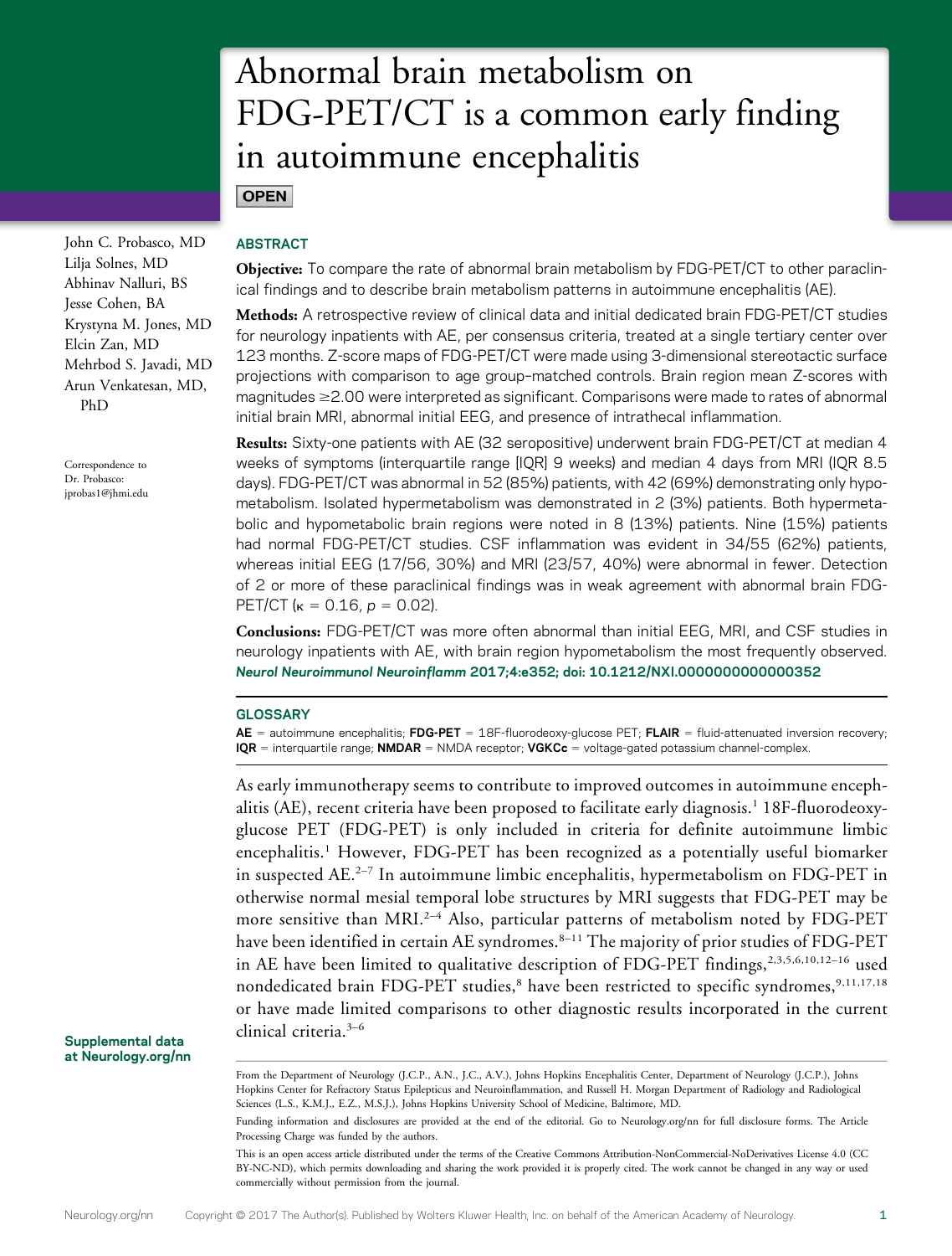# Abnormal brain metabolism on FDG-PET/CT is a common early finding in autoimmune encephalitis

**OPEN**

John C. Probasco, MD
Lilja Solnes, MD
Abhinav Nalluri, BS
Jesse Cohen, BA
Krystyna M. Jones, MD
Elcin Zan, MD
Mehrbod S. Javadi, MD
Arun Venkatesan, MD, PhD

Correspondence to Dr. Probasco: jprobas1@jhmi.edu

## ABSTRACT

**Objective:** To compare the rate of abnormal brain metabolism by FDG-PET/CT to other paraclinical findings and to describe brain metabolism patterns in autoimmune encephalitis (AE).

**Methods:** A retrospective review of clinical data and initial dedicated brain FDG-PET/CT studies for neurology inpatients with AE, per consensus criteria, treated at a single tertiary center over 123 months. Z-score maps of FDG-PET/CT were made using 3-dimensional stereotactic surface projections with comparison to age group–matched controls. Brain region mean Z-scores with magnitudes ≥2.00 were interpreted as significant. Comparisons were made to rates of abnormal initial brain MRI, abnormal initial EEG, and presence of intrathecal inflammation.

**Results:** Sixty-one patients with AE (32 seropositive) underwent brain FDG-PET/CT at median 4 weeks of symptoms (interquartile range [IQR] 9 weeks) and median 4 days from MRI (IQR 8.5 days). FDG-PET/CT was abnormal in 52 (85%) patients, with 42 (69%) demonstrating only hypometabolism. Isolated hypermetabolism was demonstrated in 2 (3%) patients. Both hypermetabolic and hypometabolic brain regions were noted in 8 (13%) patients. Nine (15%) patients had normal FDG-PET/CT studies. CSF inflammation was evident in 34/55 (62%) patients, whereas initial EEG (17/56, 30%) and MRI (23/57, 40%) were abnormal in fewer. Detection of 2 or more of these paraclinical findings was in weak agreement with abnormal brain FDG-PET/CT ($\kappa = 0.16$, $p = 0.02$).

**Conclusions:** FDG-PET/CT was more often abnormal than initial EEG, MRI, and CSF studies in neurology inpatients with AE, with brain region hypometabolism the most frequently observed. *Neurol Neuroimmunol Neuroinflamm* **2017;4:e352; doi: 10.1212/NXI.0000000000000352**

## GLOSSARY

**AE** = autoimmune encephalitis; **FDG-PET** = 18F-fluorodeoxy-glucose PET; **FLAIR** = fluid-attenuated inversion recovery; **IQR** = interquartile range; **NMDAR** = NMDA receptor; **VGKCc** = voltage-gated potassium channel-complex.

As early immunotherapy seems to contribute to improved outcomes in autoimmune encephalitis (AE), recent criteria have been proposed to facilitate early diagnosis.[1] 18F-fluorodeoxy-glucose PET (FDG-PET) is only included in criteria for definite autoimmune limbic encephalitis.[1] However, FDG-PET has been recognized as a potentially useful biomarker in suspected AE.[2–7] In autoimmune limbic encephalitis, hypermetabolism on FDG-PET in otherwise normal mesial temporal lobe structures by MRI suggests that FDG-PET may be more sensitive than MRI.[2–4] Also, particular patterns of metabolism noted by FDG-PET have been identified in certain AE syndromes.[8–11] The majority of prior studies of FDG-PET in AE have been limited to qualitative description of FDG-PET findings,[2,3,5,6,10,12–16] used nondedicated brain FDG-PET studies,[8] have been restricted to specific syndromes,[9,11,17,18] or have made limited comparisons to other diagnostic results incorporated in the current clinical criteria.[3–6]

Supplemental data at Neurology.org/nn

From the Department of Neurology (J.C.P., A.N., J.C., A.V.), Johns Hopkins Encephalitis Center, Department of Neurology (J.C.P.), Johns Hopkins Center for Refractory Status Epilepticus and Neuroinflammation, and Russell H. Morgan Department of Radiology and Radiological Sciences (L.S., K.M.J., E.Z., M.S.J.), Johns Hopkins University School of Medicine, Baltimore, MD.

Funding information and disclosures are provided at the end of the editorial. Go to Neurology.org/nn for full disclosure forms. The Article Processing Charge was funded by the authors.

This is an open access article distributed under the terms of the Creative Commons Attribution-NonCommercial-NoDerivatives License 4.0 (CC BY-NC-ND), which permits downloading and sharing the work provided it is properly cited. The work cannot be changed in any way or used commercially without permission from the journal.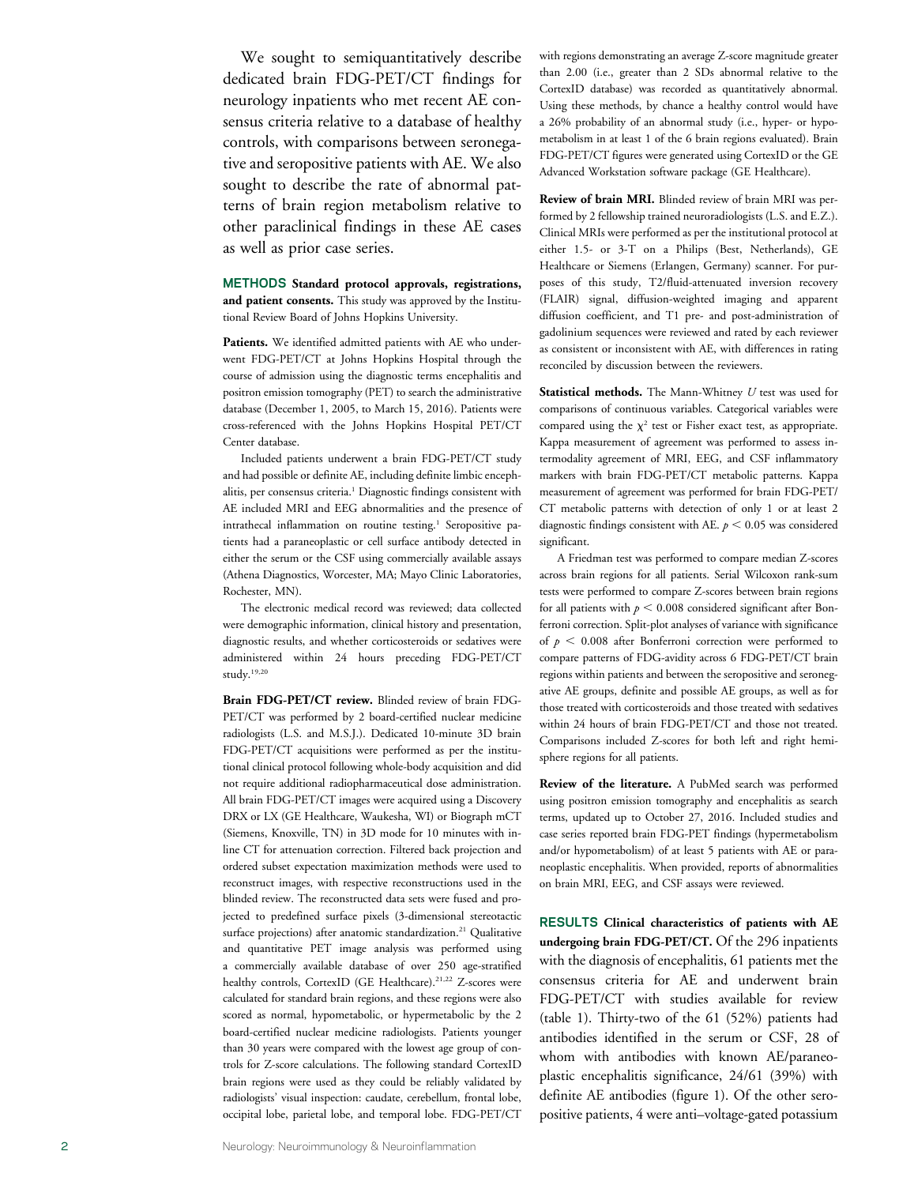We sought to semiquantitatively describe dedicated brain FDG-PET/CT findings for neurology inpatients who met recent AE consensus criteria relative to a database of healthy controls, with comparisons between seronegative and seropositive patients with AE. We also sought to describe the rate of abnormal patterns of brain region metabolism relative to other paraclinical findings in these AE cases as well as prior case series.

## METHODS

**Standard protocol approvals, registrations, and patient consents.** This study was approved by the Institutional Review Board of Johns Hopkins University.

**Patients.** We identified admitted patients with AE who underwent FDG-PET/CT at Johns Hopkins Hospital through the course of admission using the diagnostic terms encephalitis and positron emission tomography (PET) to search the administrative database (December 1, 2005, to March 15, 2016). Patients were cross-referenced with the Johns Hopkins Hospital PET/CT Center database.

Included patients underwent a brain FDG-PET/CT study and had possible or definite AE, including definite limbic encephalitis, per consensus criteria.[1] Diagnostic findings consistent with AE included MRI and EEG abnormalities and the presence of intrathecal inflammation on routine testing.[1] Seropositive patients had a paraneoplastic or cell surface antibody detected in either the serum or the CSF using commercially available assays (Athena Diagnostics, Worcester, MA; Mayo Clinic Laboratories, Rochester, MN).

The electronic medical record was reviewed; data collected were demographic information, clinical history and presentation, diagnostic results, and whether corticosteroids or sedatives were administered within 24 hours preceding FDG-PET/CT study.[19,20]

**Brain FDG-PET/CT review.** Blinded review of brain FDG-PET/CT was performed by 2 board-certified nuclear medicine radiologists (L.S. and M.S.J.). Dedicated 10-minute 3D brain FDG-PET/CT acquisitions were performed as per the institutional clinical protocol following whole-body acquisition and did not require additional radiopharmaceutical dose administration. All brain FDG-PET/CT images were acquired using a Discovery DRX or LX (GE Healthcare, Waukesha, WI) or Biograph mCT (Siemens, Knoxville, TN) in 3D mode for 10 minutes with in-line CT for attenuation correction. Filtered back projection and ordered subset expectation maximization methods were used to reconstruct images, with respective reconstructions used in the blinded review. The reconstructed data sets were fused and projected to predefined surface pixels (3-dimensional stereotactic surface projections) after anatomic standardization.[21] Qualitative and quantitative PET image analysis was performed using a commercially available database of over 250 age-stratified healthy controls, CortexID (GE Healthcare).[21,22] Z-scores were calculated for standard brain regions, and these regions were also scored as normal, hypometabolic, or hypermetabolic by the 2 board-certified nuclear medicine radiologists. Patients younger than 30 years were compared with the lowest age group of controls for Z-score calculations. The following standard CortexID brain regions were used as they could be reliably validated by radiologists' visual inspection: caudate, cerebellum, frontal lobe, occipital lobe, parietal lobe, and temporal lobe. FDG-PET/CT with regions demonstrating an average Z-score magnitude greater than 2.00 (i.e., greater than 2 SDs abnormal relative to the CortexID database) was recorded as quantitatively abnormal. Using these methods, by chance a healthy control would have a 26% probability of an abnormal study (i.e., hyper- or hypometabolism in at least 1 of the 6 brain regions evaluated). Brain FDG-PET/CT figures were generated using CortexID or the GE Advanced Workstation software package (GE Healthcare).

**Review of brain MRI.** Blinded review of brain MRI was performed by 2 fellowship trained neuroradiologists (L.S. and E.Z.). Clinical MRIs were performed as per the institutional protocol at either 1.5- or 3-T on a Philips (Best, Netherlands), GE Healthcare or Siemens (Erlangen, Germany) scanner. For purposes of this study, T2/fluid-attenuated inversion recovery (FLAIR) signal, diffusion-weighted imaging and apparent diffusion coefficient, and T1 pre- and post-administration of gadolinium sequences were reviewed and rated by each reviewer as consistent or inconsistent with AE, with differences in rating reconciled by discussion between the reviewers.

**Statistical methods.** The Mann-Whitney *U* test was used for comparisons of continuous variables. Categorical variables were compared using the $\chi^2$ test or Fisher exact test, as appropriate. Kappa measurement of agreement was performed to assess intermodality agreement of MRI, EEG, and CSF inflammatory markers with brain FDG-PET/CT metabolic patterns. Kappa measurement of agreement was performed for brain FDG-PET/CT metabolic patterns with detection of only 1 or at least 2 diagnostic findings consistent with AE. $p < 0.05$ was considered significant.

A Friedman test was performed to compare median Z-scores across brain regions for all patients. Serial Wilcoxon rank-sum tests were performed to compare Z-scores between brain regions for all patients with $p < 0.008$ considered significant after Bonferroni correction. Split-plot analyses of variance with significance of $p < 0.008$ after Bonferroni correction were performed to compare patterns of FDG-avidity across 6 FDG-PET/CT brain regions within patients and between the seropositive and seronegative AE groups, definite and possible AE groups, as well as for those treated with corticosteroids and those treated with sedatives within 24 hours of brain FDG-PET/CT and those not treated. Comparisons included Z-scores for both left and right hemisphere regions for all patients.

**Review of the literature.** A PubMed search was performed using positron emission tomography and encephalitis as search terms, updated up to October 27, 2016. Included studies and case series reported brain FDG-PET findings (hypermetabolism and/or hypometabolism) of at least 5 patients with AE or paraneoplastic encephalitis. When provided, reports of abnormalities on brain MRI, EEG, and CSF assays were reviewed.

## RESULTS

**Clinical characteristics of patients with AE undergoing brain FDG-PET/CT.** Of the 296 inpatients with the diagnosis of encephalitis, 61 patients met the consensus criteria for AE and underwent brain FDG-PET/CT with studies available for review (table 1). Thirty-two of the 61 (52%) patients had antibodies identified in the serum or CSF, 28 of whom with antibodies with known AE/paraneoplastic encephalitis significance, 24/61 (39%) with definite AE antibodies (figure 1). Of the other seropositive patients, 4 were anti–voltage-gated potassium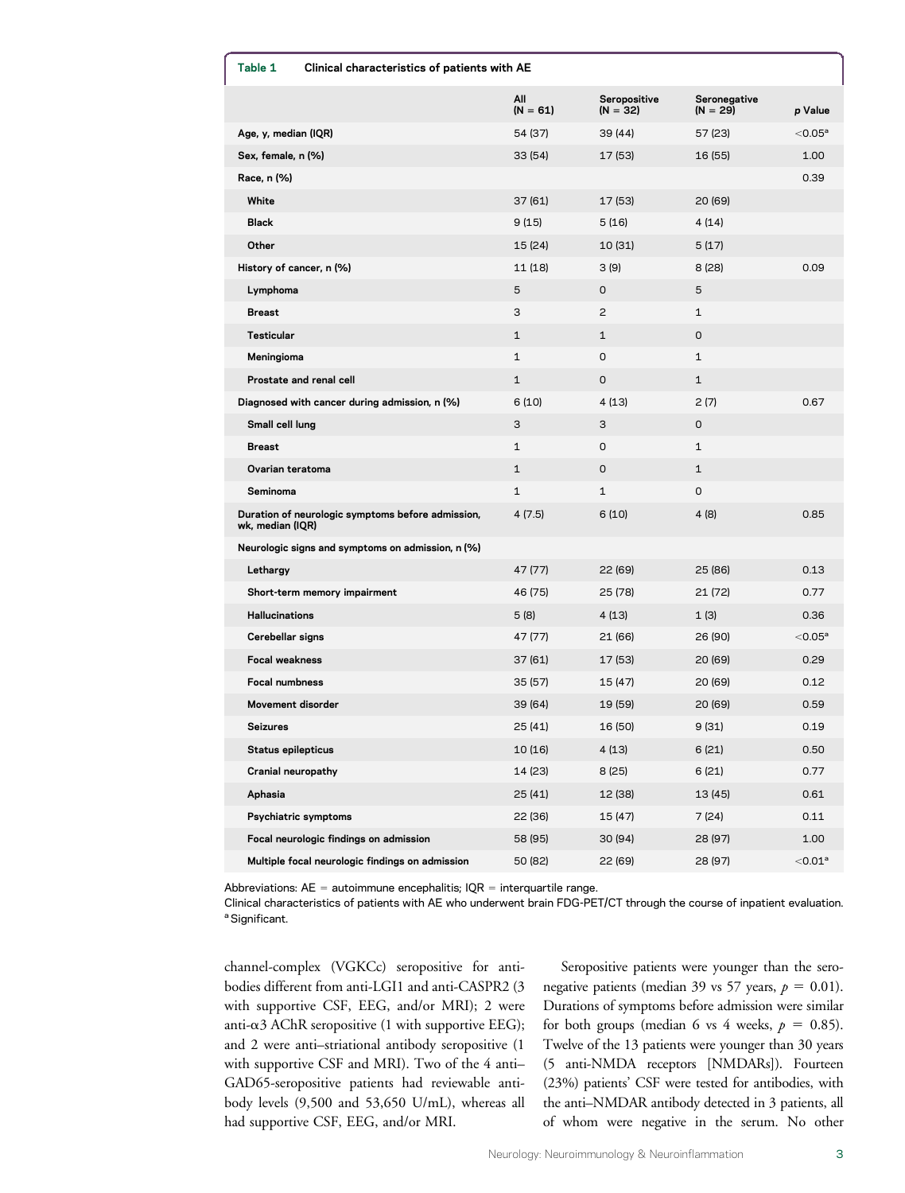**Table 1** Clinical characteristics of patients with AE

| | All (N = 61) | Seropositive (N = 32) | Seronegative (N = 29) | *p* Value |
|---|---|---|---|---|
| Age, y, median (IQR) | 54 (37) | 39 (44) | 57 (23) | $<0.05$[a] |
| Sex, female, n (%) | 33 (54) | 17 (53) | 16 (55) | 1.00 |
| Race, n (%) | | | | 0.39 |
| White | 37 (61) | 17 (53) | 20 (69) | |
| Black | 9 (15) | 5 (16) | 4 (14) | |
| Other | 15 (24) | 10 (31) | 5 (17) | |
| History of cancer, n (%) | 11 (18) | 3 (9) | 8 (28) | 0.09 |
| Lymphoma | 5 | 0 | 5 | |
| Breast | 3 | 2 | 1 | |
| Testicular | 1 | 1 | 0 | |
| Meningioma | 1 | 0 | 1 | |
| Prostate and renal cell | 1 | 0 | 1 | |
| Diagnosed with cancer during admission, n (%) | 6 (10) | 4 (13) | 2 (7) | 0.67 |
| Small cell lung | 3 | 3 | 0 | |
| Breast | 1 | 0 | 1 | |
| Ovarian teratoma | 1 | 0 | 1 | |
| Seminoma | 1 | 1 | 0 | |
| Duration of neurologic symptoms before admission, wk, median (IQR) | 4 (7.5) | 6 (10) | 4 (8) | 0.85 |
| Neurologic signs and symptoms on admission, n (%) | | | | |
| Lethargy | 47 (77) | 22 (69) | 25 (86) | 0.13 |
| Short-term memory impairment | 46 (75) | 25 (78) | 21 (72) | 0.77 |
| Hallucinations | 5 (8) | 4 (13) | 1 (3) | 0.36 |
| Cerebellar signs | 47 (77) | 21 (66) | 26 (90) | $<0.05$[a] |
| Focal weakness | 37 (61) | 17 (53) | 20 (69) | 0.29 |
| Focal numbness | 35 (57) | 15 (47) | 20 (69) | 0.12 |
| Movement disorder | 39 (64) | 19 (59) | 20 (69) | 0.59 |
| Seizures | 25 (41) | 16 (50) | 9 (31) | 0.19 |
| Status epilepticus | 10 (16) | 4 (13) | 6 (21) | 0.50 |
| Cranial neuropathy | 14 (23) | 8 (25) | 6 (21) | 0.77 |
| Aphasia | 25 (41) | 12 (38) | 13 (45) | 0.61 |
| Psychiatric symptoms | 22 (36) | 15 (47) | 7 (24) | 0.11 |
| Focal neurologic findings on admission | 58 (95) | 30 (94) | 28 (97) | 1.00 |
| Multiple focal neurologic findings on admission | 50 (82) | 22 (69) | 28 (97) | $<0.01$[a] |

Abbreviations: AE = autoimmune encephalitis; IQR = interquartile range.
Clinical characteristics of patients with AE who underwent brain FDG-PET/CT through the course of inpatient evaluation.
[a] Significant.

channel-complex (VGKCc) seropositive for antibodies different from anti-LGI1 and anti-CASPR2 (3 with supportive CSF, EEG, and/or MRI); 2 were anti-α3 AChR seropositive (1 with supportive EEG); and 2 were anti–striational antibody seropositive (1 with supportive CSF and MRI). Two of the 4 anti–GAD65-seropositive patients had reviewable antibody levels (9,500 and 53,650 U/mL), whereas all had supportive CSF, EEG, and/or MRI.

Seropositive patients were younger than the seronegative patients (median 39 vs 57 years, $p = 0.01$). Durations of symptoms before admission were similar for both groups (median 6 vs 4 weeks, $p = 0.85$). Twelve of the 13 patients were younger than 30 years (5 anti-NMDA receptors [NMDARs]). Fourteen (23%) patients' CSF were tested for antibodies, with the anti–NMDAR antibody detected in 3 patients, all of whom were negative in the serum. No other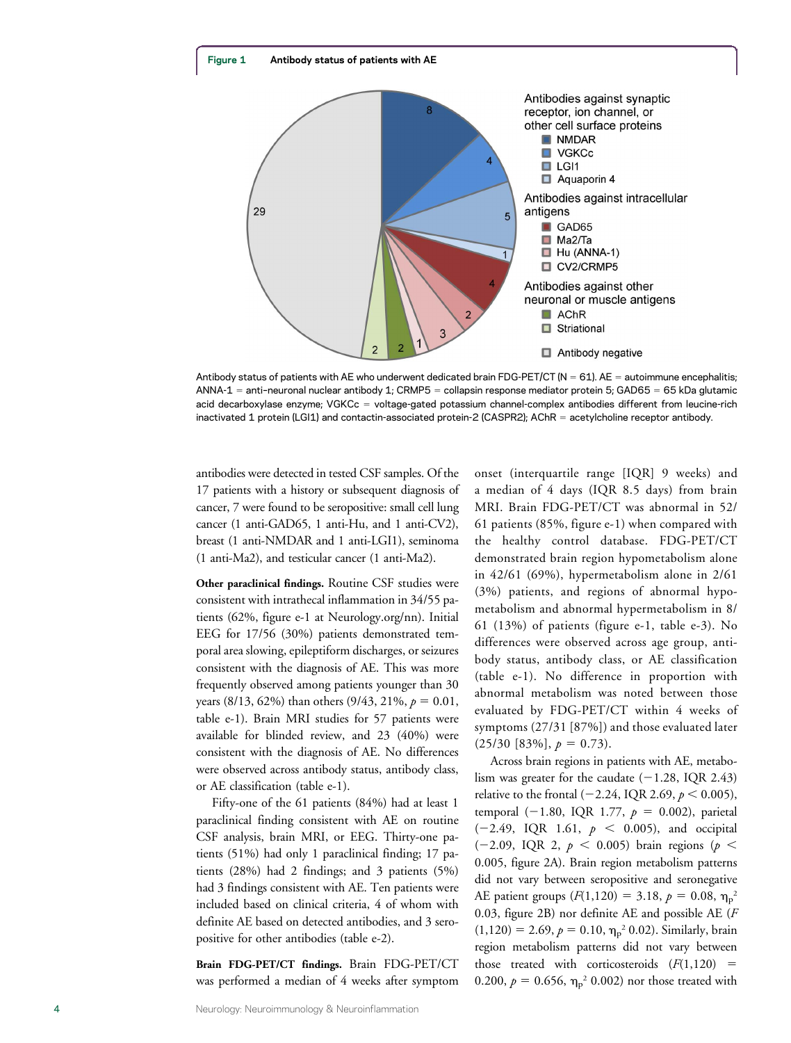**Figure 1** Antibody status of patients with AE

Antibody status of patients with AE who underwent dedicated brain FDG-PET/CT (N = 61). AE = autoimmune encephalitis; ANNA-1 = anti–neuronal nuclear antibody 1; CRMP5 = collapsin response mediator protein 5; GAD65 = 65 kDa glutamic acid decarboxylase enzyme; VGKCc = voltage-gated potassium channel-complex antibodies different from leucine-rich inactivated 1 protein (LGI1) and contactin-associated protein-2 (CASPR2); AChR = acetylcholine receptor antibody.

antibodies were detected in tested CSF samples. Of the 17 patients with a history or subsequent diagnosis of cancer, 7 were found to be seropositive: small cell lung cancer (1 anti-GAD65, 1 anti-Hu, and 1 anti-CV2), breast (1 anti-NMDAR and 1 anti-LGI1), seminoma (1 anti-Ma2), and testicular cancer (1 anti-Ma2).

**Other paraclinical findings.** Routine CSF studies were consistent with intrathecal inflammation in 34/55 patients (62%, figure e-1 at Neurology.org/nn). Initial EEG for 17/56 (30%) patients demonstrated temporal area slowing, epileptiform discharges, or seizures consistent with the diagnosis of AE. This was more frequently observed among patients younger than 30 years (8/13, 62%) than others (9/43, 21%, $p = 0.01$, table e-1). Brain MRI studies for 57 patients were available for blinded review, and 23 (40%) were consistent with the diagnosis of AE. No differences were observed across antibody status, antibody class, or AE classification (table e-1).

Fifty-one of the 61 patients (84%) had at least 1 paraclinical finding consistent with AE on routine CSF analysis, brain MRI, or EEG. Thirty-one patients (51%) had only 1 paraclinical finding; 17 patients (28%) had 2 findings; and 3 patients (5%) had 3 findings consistent with AE. Ten patients were included based on clinical criteria, 4 of whom with definite AE based on detected antibodies, and 3 seropositive for other antibodies (table e-2).

**Brain FDG-PET/CT findings.** Brain FDG-PET/CT was performed a median of 4 weeks after symptom onset (interquartile range [IQR] 9 weeks) and a median of 4 days (IQR 8.5 days) from brain MRI. Brain FDG-PET/CT was abnormal in 52/61 patients (85%, figure e-1) when compared with the healthy control database. FDG-PET/CT demonstrated brain region hypometabolism alone in 42/61 (69%), hypermetabolism alone in 2/61 (3%) patients, and regions of abnormal hypometabolism and abnormal hypermetabolism in 8/61 (13%) of patients (figure e-1, table e-3). No differences were observed across age group, antibody status, antibody class, or AE classification (table e-1). No difference in proportion with abnormal metabolism was noted between those evaluated by FDG-PET/CT within 4 weeks of symptoms (27/31 [87%]) and those evaluated later (25/30 [83%], $p = 0.73$).

Across brain regions in patients with AE, metabolism was greater for the caudate (−1.28, IQR 2.43) relative to the frontal (−2.24, IQR 2.69, $p < 0.005$), temporal (−1.80, IQR 1.77, $p = 0.002$), parietal (−2.49, IQR 1.61, $p < 0.005$), and occipital (−2.09, IQR 2, $p < 0.005$) brain regions ($p < 0.005$, figure 2A). Brain region metabolism patterns did not vary between seropositive and seronegative AE patient groups ($F(1,120) = 3.18$, $p = 0.08$, $\eta_p^2$ 0.03, figure 2B) nor definite AE and possible AE ($F(1,120) = 2.69$, $p = 0.10$, $\eta_p^2$ 0.02). Similarly, brain region metabolism patterns did not vary between those treated with corticosteroids ($F(1,120) = 0.200$, $p = 0.656$, $\eta_p^2$ 0.002) nor those treated with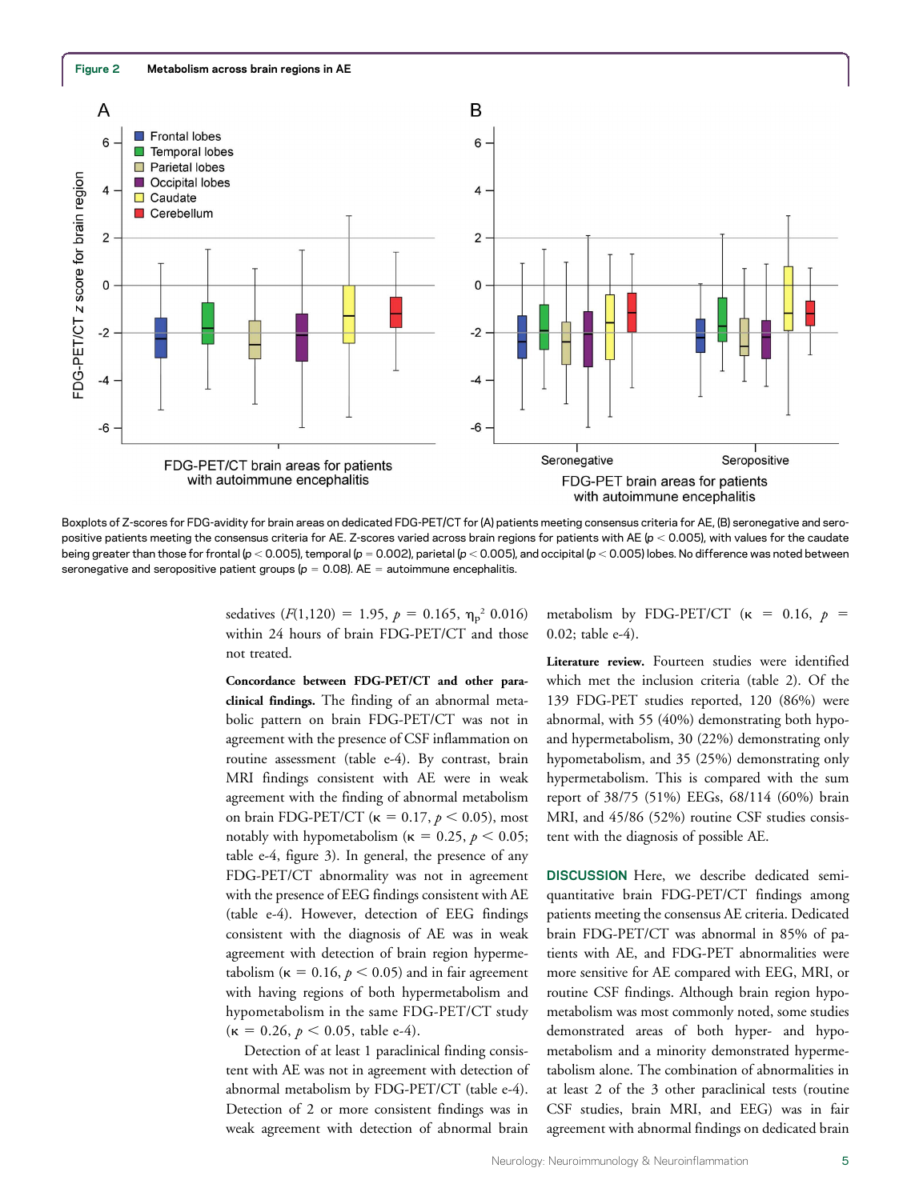**Figure 2** Metabolism across brain regions in AE

Boxplots of Z-scores for FDG-avidity for brain areas on dedicated FDG-PET/CT for (A) patients meeting consensus criteria for AE, (B) seronegative and seropositive patients meeting the consensus criteria for AE. Z-scores varied across brain regions for patients with AE ($p < 0.005$), with values for the caudate being greater than those for frontal ($p < 0.005$), temporal ($p = 0.002$), parietal ($p < 0.005$), and occipital ($p < 0.005$) lobes. No difference was noted between seronegative and seropositive patient groups ($p = 0.08$). AE = autoimmune encephalitis.

sedatives ($F(1,120) = 1.95$, $p = 0.165$, $\eta_p^2$ 0.016) within 24 hours of brain FDG-PET/CT and those not treated.

**Concordance between FDG-PET/CT and other paraclinical findings.** The finding of an abnormal metabolic pattern on brain FDG-PET/CT was not in agreement with the presence of CSF inflammation on routine assessment (table e-4). By contrast, brain MRI findings consistent with AE were in weak agreement with the finding of abnormal metabolism on brain FDG-PET/CT ($\kappa = 0.17$, $p < 0.05$), most notably with hypometabolism ($\kappa = 0.25$, $p < 0.05$; table e-4, figure 3). In general, the presence of any FDG-PET/CT abnormality was not in agreement with the presence of EEG findings consistent with AE (table e-4). However, detection of EEG findings consistent with the diagnosis of AE was in weak agreement with detection of brain region hypermetabolism ($\kappa = 0.16$, $p < 0.05$) and in fair agreement with having regions of both hypermetabolism and hypometabolism in the same FDG-PET/CT study ($\kappa = 0.26$, $p < 0.05$, table e-4).

Detection of at least 1 paraclinical finding consistent with AE was not in agreement with detection of abnormal metabolism by FDG-PET/CT (table e-4). Detection of 2 or more consistent findings was in weak agreement with detection of abnormal brain metabolism by FDG-PET/CT ($\kappa = 0.16$, $p = 0.02$; table e-4).

**Literature review.** Fourteen studies were identified which met the inclusion criteria (table 2). Of the 139 FDG-PET studies reported, 120 (86%) were abnormal, with 55 (40%) demonstrating both hypo- and hypermetabolism, 30 (22%) demonstrating only hypometabolism, and 35 (25%) demonstrating only hypermetabolism. This is compared with the sum report of 38/75 (51%) EEGs, 68/114 (60%) brain MRI, and 45/86 (52%) routine CSF studies consistent with the diagnosis of possible AE.

## DISCUSSION

Here, we describe dedicated semiquantitative brain FDG-PET/CT findings among patients meeting the consensus AE criteria. Dedicated brain FDG-PET/CT was abnormal in 85% of patients with AE, and FDG-PET abnormalities were more sensitive for AE compared with EEG, MRI, or routine CSF findings. Although brain region hypometabolism was most commonly noted, some studies demonstrated areas of both hyper- and hypometabolism and a minority demonstrated hypermetabolism alone. The combination of abnormalities in at least 2 of the 3 other paraclinical tests (routine CSF studies, brain MRI, and EEG) was in fair agreement with abnormal findings on dedicated brain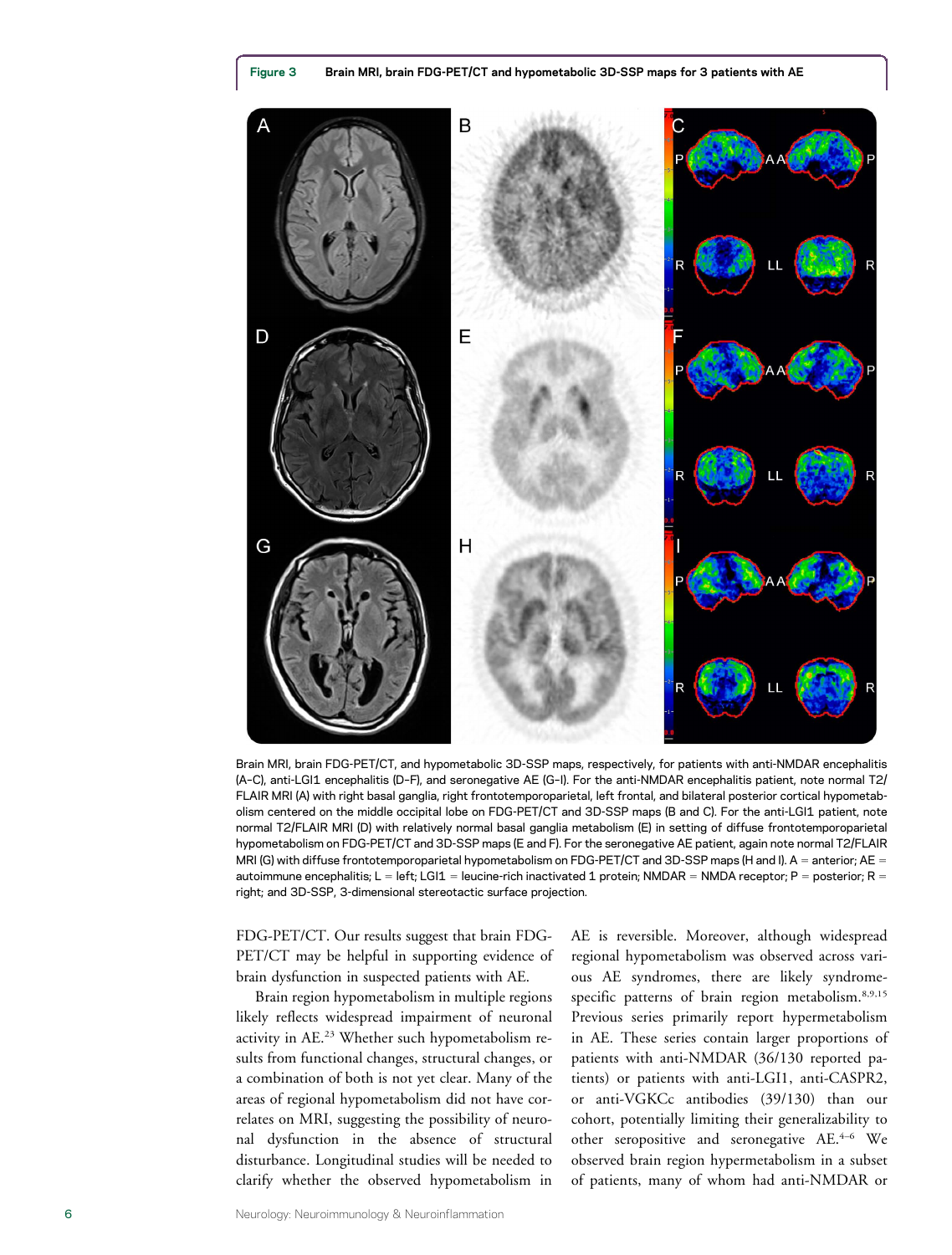**Figure 3** Brain MRI, brain FDG-PET/CT and hypometabolic 3D-SSP maps for 3 patients with AE

Brain MRI, brain FDG-PET/CT, and hypometabolic 3D-SSP maps, respectively, for patients with anti-NMDAR encephalitis (A–C), anti-LGI1 encephalitis (D–F), and seronegative AE (G–I). For the anti-NMDAR encephalitis patient, note normal T2/FLAIR MRI (A) with right basal ganglia, right frontotemporoparietal, left frontal, and bilateral posterior cortical hypometabolism centered on the middle occipital lobe on FDG-PET/CT and 3D-SSP maps (B and C). For the anti-LGI1 patient, note normal T2/FLAIR MRI (D) with relatively normal basal ganglia metabolism (E) in setting of diffuse frontotemporoparietal hypometabolism on FDG-PET/CT and 3D-SSP maps (E and F). For the seronegative AE patient, again note normal T2/FLAIR MRI (G) with diffuse frontotemporoparietal hypometabolism on FDG-PET/CT and 3D-SSP maps (H and I). A = anterior; AE = autoimmune encephalitis; L = left; LGI1 = leucine-rich inactivated 1 protein; NMDAR = NMDA receptor; P = posterior; R = right; and 3D-SSP, 3-dimensional stereotactic surface projection.

FDG-PET/CT. Our results suggest that brain FDG-PET/CT may be helpful in supporting evidence of brain dysfunction in suspected patients with AE.

Brain region hypometabolism in multiple regions likely reflects widespread impairment of neuronal activity in AE.[23] Whether such hypometabolism results from functional changes, structural changes, or a combination of both is not yet clear. Many of the areas of regional hypometabolism did not have correlates on MRI, suggesting the possibility of neuronal dysfunction in the absence of structural disturbance. Longitudinal studies will be needed to clarify whether the observed hypometabolism in AE is reversible. Moreover, although widespread regional hypometabolism was observed across various AE syndromes, there are likely syndrome-specific patterns of brain region metabolism.[8,9,15] Previous series primarily report hypermetabolism in AE. These series contain larger proportions of patients with anti-NMDAR (36/130 reported patients) or patients with anti-LGI1, anti-CASPR2, or anti-VGKCc antibodies (39/130) than our cohort, potentially limiting their generalizability to other seropositive and seronegative AE.[4–6] We observed brain region hypermetabolism in a subset of patients, many of whom had anti-NMDAR or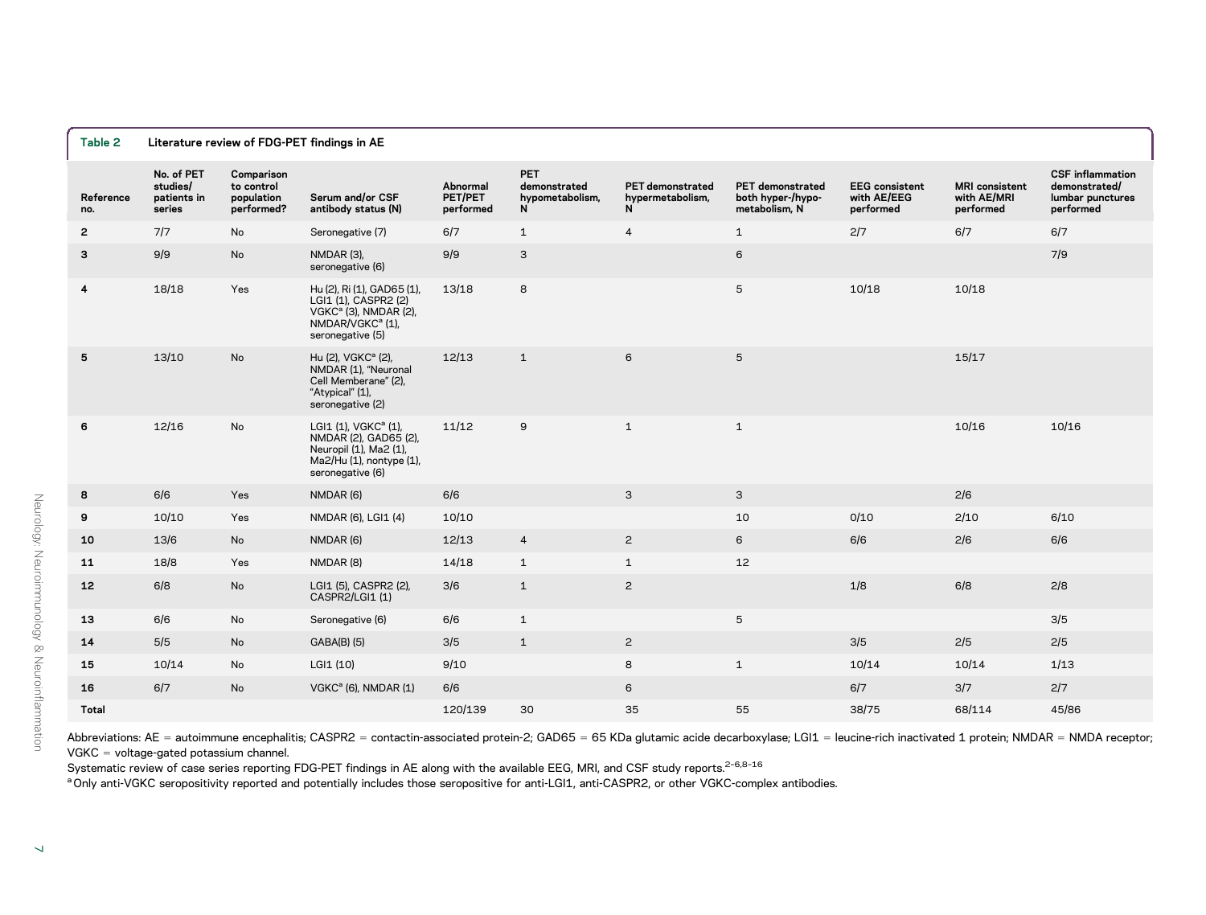**Table 2** Literature review of FDG-PET findings in AE

| Reference no. | No. of PET studies/ patients in series | Comparison to control population performed? | Serum and/or CSF antibody status (N) | Abnormal PET/PET performed | PET demonstrated hypometabolism, N | PET demonstrated hypermetabolism, N | PET demonstrated both hyper-/hypo-metabolism, N | EEG consistent with AE/EEG performed | MRI consistent with AE/MRI performed | CSF inflammation demonstrated/ lumbar punctures performed |
|---|---|---|---|---|---|---|---|---|---|---|
| 2 | 7/7 | No | Seronegative (7) | 6/7 | 1 | 4 | 1 | 2/7 | 6/7 | 6/7 |
| 3 | 9/9 | No | NMDAR (3), seronegative (6) | 9/9 | 3 | | 6 | | | 7/9 |
| 4 | 18/18 | Yes | Hu (2), Ri (1), GAD65 (1), LGI1 (1), CASPR2 (2) VGKC[a] (3), NMDAR (2), NMDAR/VGKC[a] (1), seronegative (5) | 13/18 | 8 | | 5 | 10/18 | 10/18 | |
| 5 | 13/10 | No | Hu (2), VGKC[a] (2), NMDAR (1), "Neuronal Cell Memberane" (2), "Atypical" (1), seronegative (2) | 12/13 | 1 | 6 | 5 | | 15/17 | |
| 6 | 12/16 | No | LGI1 (1), VGKC[a] (1), NMDAR (2), GAD65 (2), Neuropil (1), Ma2 (1), Ma2/Hu (1), nontype (1), seronegative (6) | 11/12 | 9 | 1 | 1 | | 10/16 | 10/16 |
| 8 | 6/6 | Yes | NMDAR (6) | 6/6 | | 3 | 3 | | 2/6 | |
| 9 | 10/10 | Yes | NMDAR (6), LGI1 (4) | 10/10 | | | 10 | 0/10 | 2/10 | 6/10 |
| 10 | 13/6 | No | NMDAR (6) | 12/13 | 4 | 2 | 6 | 6/6 | 2/6 | 6/6 |
| 11 | 18/8 | Yes | NMDAR (8) | 14/18 | 1 | 1 | 12 | | | |
| 12 | 6/8 | No | LGI1 (5), CASPR2 (2), CASPR2/LGI1 (1) | 3/6 | 1 | 2 | | 1/8 | 6/8 | 2/8 |
| 13 | 6/6 | No | Seronegative (6) | 6/6 | 1 | | 5 | | | 3/5 |
| 14 | 5/5 | No | GABA(B) (5) | 3/5 | 1 | 2 | | 3/5 | 2/5 | 2/5 |
| 15 | 10/14 | No | LGI1 (10) | 9/10 | | 8 | 1 | 10/14 | 10/14 | 1/13 |
| 16 | 6/7 | No | VGKC[a] (6), NMDAR (1) | 6/6 | | 6 | | 6/7 | 3/7 | 2/7 |
| **Total** | | | | 120/139 | 30 | 35 | 55 | 38/75 | 68/114 | 45/86 |

Abbreviations: AE = autoimmune encephalitis; CASPR2 = contactin-associated protein-2; GAD65 = 65 KDa glutamic acide decarboxylase; LGI1 = leucine-rich inactivated 1 protein; NMDAR = NMDA receptor; VGKC = voltage-gated potassium channel.

Systematic review of case series reporting FDG-PET findings in AE along with the available EEG, MRI, and CSF study reports.[2–6,8–16]

[a] Only anti-VGKC seropositivity reported and potentially includes those seropositive for anti-LGI1, anti-CASPR2, or other VGKC-complex antibodies.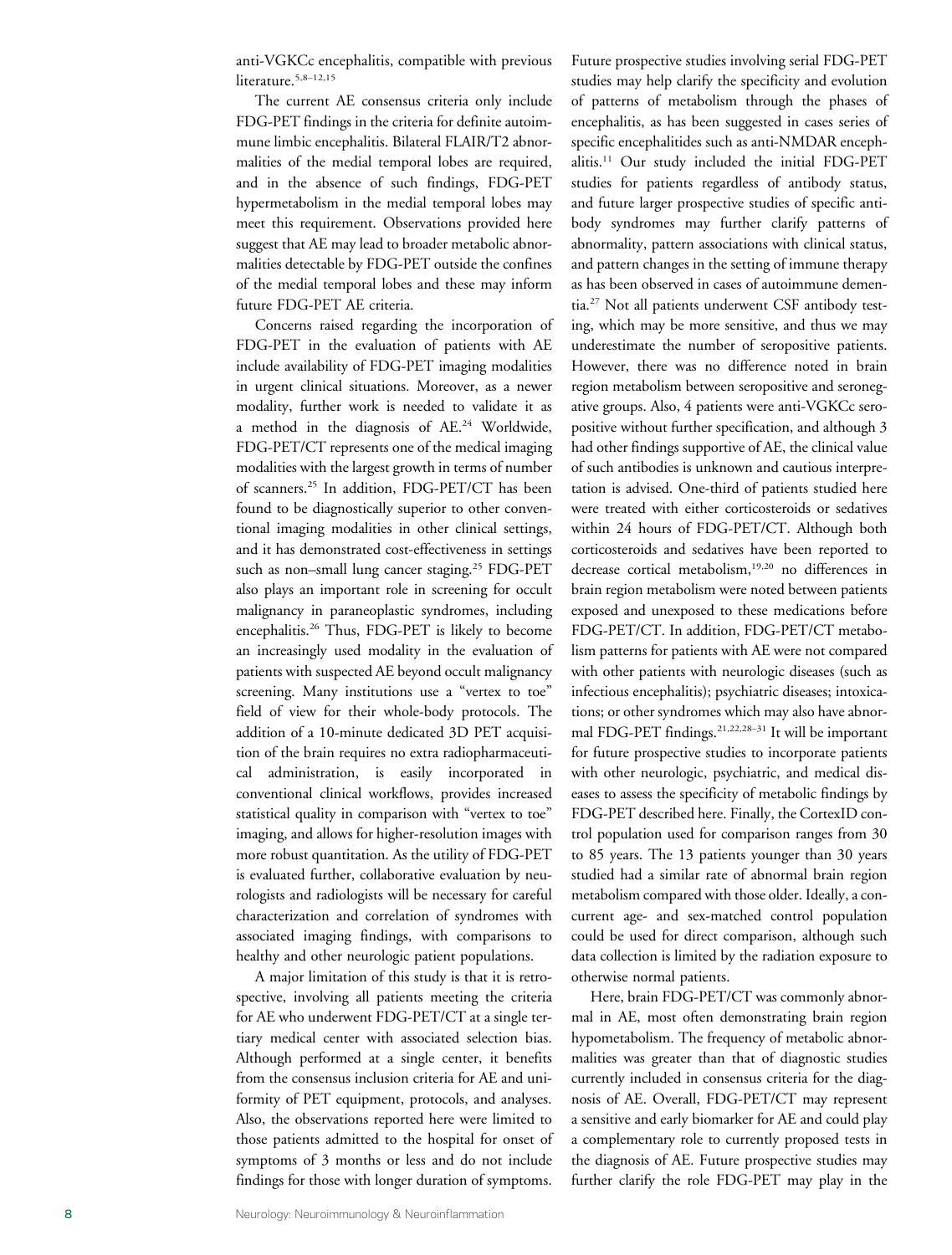anti-VGKCc encephalitis, compatible with previous literature.[5,8–12,15]

The current AE consensus criteria only include FDG-PET findings in the criteria for definite autoimmune limbic encephalitis. Bilateral FLAIR/T2 abnormalities of the medial temporal lobes are required, and in the absence of such findings, FDG-PET hypermetabolism in the medial temporal lobes may meet this requirement. Observations provided here suggest that AE may lead to broader metabolic abnormalities detectable by FDG-PET outside the confines of the medial temporal lobes and these may inform future FDG-PET AE criteria.

Concerns raised regarding the incorporation of FDG-PET in the evaluation of patients with AE include availability of FDG-PET imaging modalities in urgent clinical situations. Moreover, as a newer modality, further work is needed to validate it as a method in the diagnosis of AE.[24] Worldwide, FDG-PET/CT represents one of the medical imaging modalities with the largest growth in terms of number of scanners.[25] In addition, FDG-PET/CT has been found to be diagnostically superior to other conventional imaging modalities in other clinical settings, and it has demonstrated cost-effectiveness in settings such as non–small lung cancer staging.[25] FDG-PET also plays an important role in screening for occult malignancy in paraneoplastic syndromes, including encephalitis.[26] Thus, FDG-PET is likely to become an increasingly used modality in the evaluation of patients with suspected AE beyond occult malignancy screening. Many institutions use a "vertex to toe" field of view for their whole-body protocols. The addition of a 10-minute dedicated 3D PET acquisition of the brain requires no extra radiopharmaceutical administration, is easily incorporated in conventional clinical workflows, provides increased statistical quality in comparison with "vertex to toe" imaging, and allows for higher-resolution images with more robust quantitation. As the utility of FDG-PET is evaluated further, collaborative evaluation by neurologists and radiologists will be necessary for careful characterization and correlation of syndromes with associated imaging findings, with comparisons to healthy and other neurologic patient populations.

A major limitation of this study is that it is retrospective, involving all patients meeting the criteria for AE who underwent FDG-PET/CT at a single tertiary medical center with associated selection bias. Although performed at a single center, it benefits from the consensus inclusion criteria for AE and uniformity of PET equipment, protocols, and analyses. Also, the observations reported here were limited to those patients admitted to the hospital for onset of symptoms of 3 months or less and do not include findings for those with longer duration of symptoms. Future prospective studies involving serial FDG-PET studies may help clarify the specificity and evolution of patterns of metabolism through the phases of encephalitis, as has been suggested in cases series of specific encephalitides such as anti-NMDAR encephalitis.[11] Our study included the initial FDG-PET studies for patients regardless of antibody status, and future larger prospective studies of specific antibody syndromes may further clarify patterns of abnormality, pattern associations with clinical status, and pattern changes in the setting of immune therapy as has been observed in cases of autoimmune dementia.[27] Not all patients underwent CSF antibody testing, which may be more sensitive, and thus we may underestimate the number of seropositive patients. However, there was no difference noted in brain region metabolism between seropositive and seronegative groups. Also, 4 patients were anti-VGKCc seropositive without further specification, and although 3 had other findings supportive of AE, the clinical value of such antibodies is unknown and cautious interpretation is advised. One-third of patients studied here were treated with either corticosteroids or sedatives within 24 hours of FDG-PET/CT. Although both corticosteroids and sedatives have been reported to decrease cortical metabolism,[19,20] no differences in brain region metabolism were noted between patients exposed and unexposed to these medications before FDG-PET/CT. In addition, FDG-PET/CT metabolism patterns for patients with AE were not compared with other patients with neurologic diseases (such as infectious encephalitis); psychiatric diseases; intoxications; or other syndromes which may also have abnormal FDG-PET findings.[21,22,28–31] It will be important for future prospective studies to incorporate patients with other neurologic, psychiatric, and medical diseases to assess the specificity of metabolic findings by FDG-PET described here. Finally, the CortexID control population used for comparison ranges from 30 to 85 years. The 13 patients younger than 30 years studied had a similar rate of abnormal brain region metabolism compared with those older. Ideally, a concurrent age- and sex-matched control population could be used for direct comparison, although such data collection is limited by the radiation exposure to otherwise normal patients.

Here, brain FDG-PET/CT was commonly abnormal in AE, most often demonstrating brain region hypometabolism. The frequency of metabolic abnormalities was greater than that of diagnostic studies currently included in consensus criteria for the diagnosis of AE. Overall, FDG-PET/CT may represent a sensitive and early biomarker for AE and could play a complementary role to currently proposed tests in the diagnosis of AE. Future prospective studies may further clarify the role FDG-PET may play in the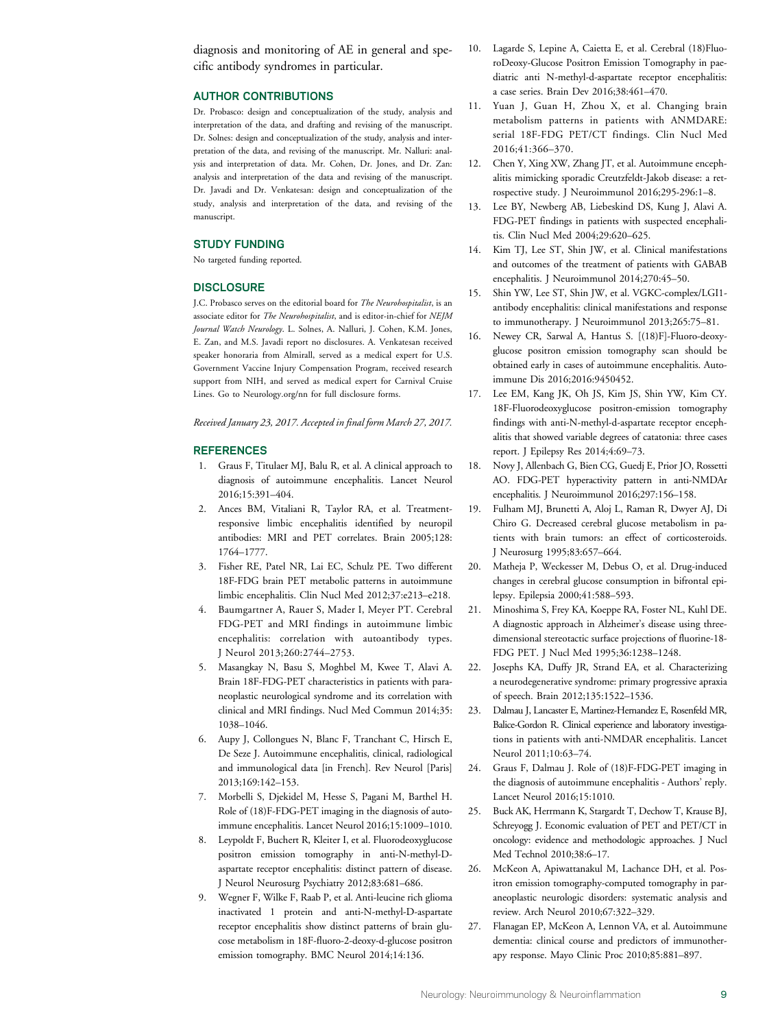diagnosis and monitoring of AE in general and specific antibody syndromes in particular.

## AUTHOR CONTRIBUTIONS

Dr. Probasco: design and conceptualization of the study, analysis and interpretation of the data, and drafting and revising of the manuscript. Dr. Solnes: design and conceptualization of the study, analysis and interpretation of the data, and revising of the manuscript. Mr. Nalluri: analysis and interpretation of data. Mr. Cohen, Dr. Jones, and Dr. Zan: analysis and interpretation of the data and revising of the manuscript. Dr. Javadi and Dr. Venkatesan: design and conceptualization of the study, analysis and interpretation of the data, and revising of the manuscript.

## STUDY FUNDING

No targeted funding reported.

## DISCLOSURE

J.C. Probasco serves on the editorial board for *The Neurohospitalist*, is an associate editor for *The Neurohospitalist*, and is editor-in-chief for *NEJM Journal Watch Neurology*. L. Solnes, A. Nalluri, J. Cohen, K.M. Jones, E. Zan, and M.S. Javadi report no disclosures. A. Venkatesan received speaker honoraria from Almirall, served as a medical expert for U.S. Government Vaccine Injury Compensation Program, received research support from NIH, and served as medical expert for Carnival Cruise Lines. Go to Neurology.org/nn for full disclosure forms.

*Received January 23, 2017. Accepted in final form March 27, 2017.*

## REFERENCES

1. Graus F, Titulaer MJ, Balu R, et al. A clinical approach to diagnosis of autoimmune encephalitis. Lancet Neurol 2016;15:391–404.
2. Ances BM, Vitaliani R, Taylor RA, et al. Treatment-responsive limbic encephalitis identified by neuropil antibodies: MRI and PET correlates. Brain 2005;128: 1764–1777.
3. Fisher RE, Patel NR, Lai EC, Schulz PE. Two different 18F-FDG brain PET metabolic patterns in autoimmune limbic encephalitis. Clin Nucl Med 2012;37:e213–e218.
4. Baumgartner A, Rauer S, Mader I, Meyer PT. Cerebral FDG-PET and MRI findings in autoimmune limbic encephalitis: correlation with autoantibody types. J Neurol 2013;260:2744–2753.
5. Masangkay N, Basu S, Moghbel M, Kwee T, Alavi A. Brain 18F-FDG-PET characteristics in patients with paraneoplastic neurological syndrome and its correlation with clinical and MRI findings. Nucl Med Commun 2014;35: 1038–1046.
6. Aupy J, Collongues N, Blanc F, Tranchant C, Hirsch E, De Seze J. Autoimmune encephalitis, clinical, radiological and immunological data [in French]. Rev Neurol [Paris] 2013;169:142–153.
7. Morbelli S, Djekidel M, Hesse S, Pagani M, Barthel H. Role of (18)F-FDG-PET imaging in the diagnosis of autoimmune encephalitis. Lancet Neurol 2016;15:1009–1010.
8. Leypoldt F, Buchert R, Kleiter I, et al. Fluorodeoxyglucose positron emission tomography in anti-N-methyl-D-aspartate receptor encephalitis: distinct pattern of disease. J Neurol Neurosurg Psychiatry 2012;83:681–686.
9. Wegner F, Wilke F, Raab P, et al. Anti-leucine rich glioma inactivated 1 protein and anti-N-methyl-D-aspartate receptor encephalitis show distinct patterns of brain glucose metabolism in 18F-fluoro-2-deoxy-d-glucose positron emission tomography. BMC Neurol 2014;14:136.
10. Lagarde S, Lepine A, Caietta E, et al. Cerebral (18)FluoroDeoxy-Glucose Positron Emission Tomography in paediatric anti N-methyl-d-aspartate receptor encephalitis: a case series. Brain Dev 2016;38:461–470.
11. Yuan J, Guan H, Zhou X, et al. Changing brain metabolism patterns in patients with ANMDARE: serial 18F-FDG PET/CT findings. Clin Nucl Med 2016;41:366–370.
12. Chen Y, Xing XW, Zhang JT, et al. Autoimmune encephalitis mimicking sporadic Creutzfeldt-Jakob disease: a retrospective study. J Neuroimmunol 2016;295-296:1–8.
13. Lee BY, Newberg AB, Liebeskind DS, Kung J, Alavi A. FDG-PET findings in patients with suspected encephalitis. Clin Nucl Med 2004;29:620–625.
14. Kim TJ, Lee ST, Shin JW, et al. Clinical manifestations and outcomes of the treatment of patients with GABAB encephalitis. J Neuroimmunol 2014;270:45–50.
15. Shin YW, Lee ST, Shin JW, et al. VGKC-complex/LGI1-antibody encephalitis: clinical manifestations and response to immunotherapy. J Neuroimmunol 2013;265:75–81.
16. Newey CR, Sarwal A, Hantus S. [(18)F]-Fluoro-deoxy-glucose positron emission tomography scan should be obtained early in cases of autoimmune encephalitis. Autoimmune Dis 2016;2016:9450452.
17. Lee EM, Kang JK, Oh JS, Kim JS, Shin YW, Kim CY. 18F-Fluorodeoxyglucose positron-emission tomography findings with anti-N-methyl-D-aspartate receptor encephalitis that showed variable degrees of catatonia: three cases report. J Epilepsy Res 2014;4:69–73.
18. Novy J, Allenbach G, Bien CG, Guedj E, Prior JO, Rossetti AO. FDG-PET hyperactivity pattern in anti-NMDAr encephalitis. J Neuroimmunol 2016;297:156–158.
19. Fulham MJ, Brunetti A, Aloj L, Raman R, Dwyer AJ, Di Chiro G. Decreased cerebral glucose metabolism in patients with brain tumors: an effect of corticosteroids. J Neurosurg 1995;83:657–664.
20. Matheja P, Weckesser M, Debus O, et al. Drug-induced changes in cerebral glucose consumption in bifrontal epilepsy. Epilepsia 2000;41:588–593.
21. Minoshima S, Frey KA, Koeppe RA, Foster NL, Kuhl DE. A diagnostic approach in Alzheimer's disease using three-dimensional stereotactic surface projections of fluorine-18-FDG PET. J Nucl Med 1995;36:1238–1248.
22. Josephs KA, Duffy JR, Strand EA, et al. Characterizing a neurodegenerative syndrome: primary progressive apraxia of speech. Brain 2012;135:1522–1536.
23. Dalmau J, Lancaster E, Martinez-Hernandez E, Rosenfeld MR, Balice-Gordon R. Clinical experience and laboratory investigations in patients with anti-NMDAR encephalitis. Lancet Neurol 2011;10:63–74.
24. Graus F, Dalmau J. Role of (18)F-FDG-PET imaging in the diagnosis of autoimmune encephalitis - Authors' reply. Lancet Neurol 2016;15:1010.
25. Buck AK, Herrmann K, Stargardt T, Dechow T, Krause BJ, Schreyogg J. Economic evaluation of PET and PET/CT in oncology: evidence and methodologic approaches. J Nucl Med Technol 2010;38:6–17.
26. McKeon A, Apiwattanakul M, Lachance DH, et al. Positron emission tomography-computed tomography in paraneoplastic neurologic disorders: systematic analysis and review. Arch Neurol 2010;67:322–329.
27. Flanagan EP, McKeon A, Lennon VA, et al. Autoimmune dementia: clinical course and predictors of immunotherapy response. Mayo Clinic Proc 2010;85:881–897.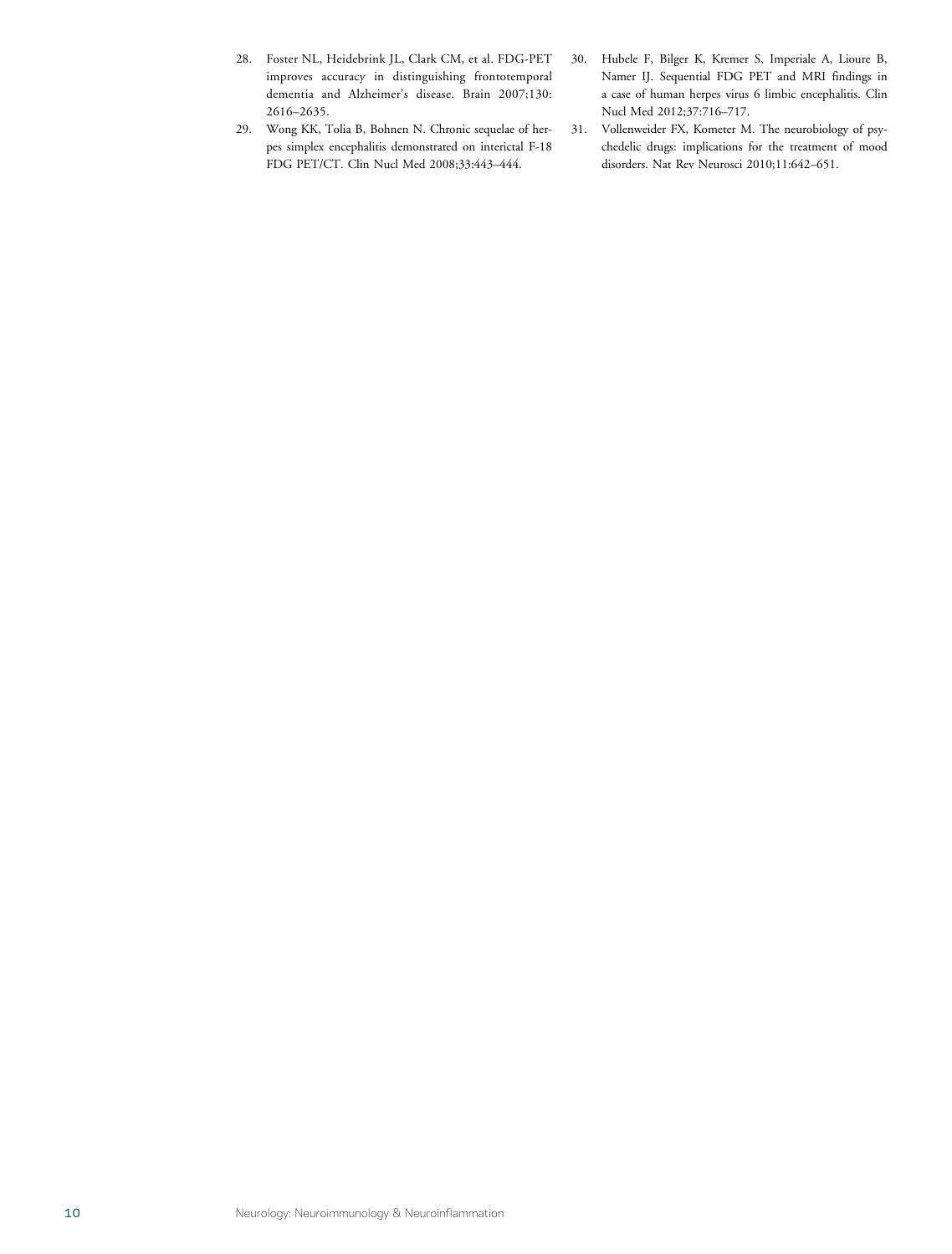28. Foster NL, Heidebrink JL, Clark CM, et al. FDG-PET improves accuracy in distinguishing frontotemporal dementia and Alzheimer's disease. Brain 2007;130: 2616–2635.
29. Wong KK, Tolia B, Bohnen N. Chronic sequelae of herpes simplex encephalitis demonstrated on interictal F-18 FDG PET/CT. Clin Nucl Med 2008;33:443–444.
30. Hubele F, Bilger K, Kremer S, Imperiale A, Lioure B, Namer IJ. Sequential FDG PET and MRI findings in a case of human herpes virus 6 limbic encephalitis. Clin Nucl Med 2012;37:716–717.
31. Vollenweider FX, Kometer M. The neurobiology of psychedelic drugs: implications for the treatment of mood disorders. Nat Rev Neurosci 2010;11:642–651.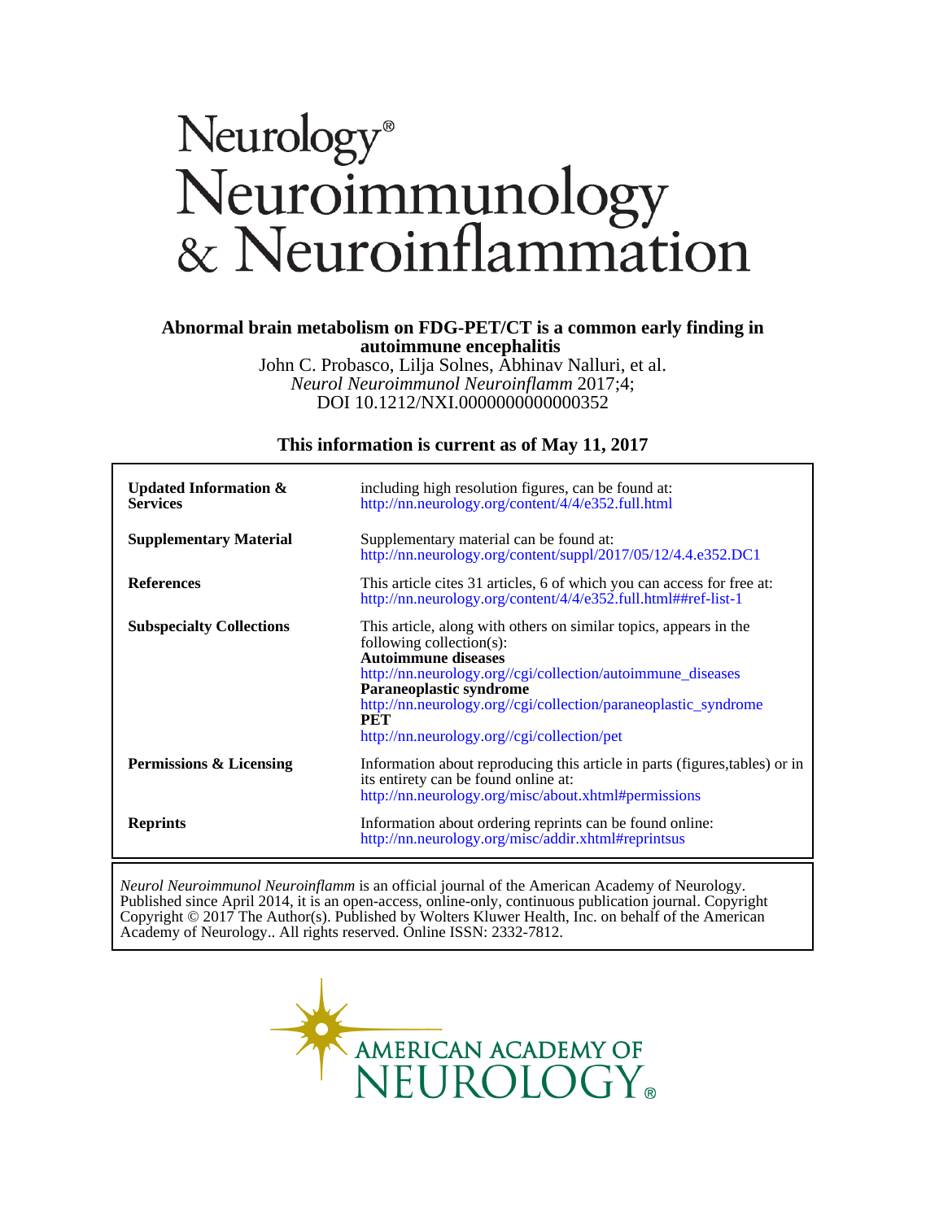# Neurology® Neuroimmunology & Neuroinflammation

**Abnormal brain metabolism on FDG-PET/CT is a common early finding in autoimmune encephalitis**

John C. Probasco, Lilja Solnes, Abhinav Nalluri, et al.

*Neurol Neuroimmunol Neuroinflamm* 2017;4;

DOI 10.1212/NXI.0000000000000352

**This information is current as of May 11, 2017**

| | |
|---|---|
| **Updated Information & Services** | including high resolution figures, can be found at: http://nn.neurology.org/content/4/4/e352.full.html |
| **Supplementary Material** | Supplementary material can be found at: http://nn.neurology.org/content/suppl/2017/05/12/4.4.e352.DC1 |
| **References** | This article cites 31 articles, 6 of which you can access for free at: http://nn.neurology.org/content/4/4/e352.full.html##ref-list-1 |
| **Subspecialty Collections** | This article, along with others on similar topics, appears in the following collection(s): **Autoimmune diseases** http://nn.neurology.org//cgi/collection/autoimmune_diseases **Paraneoplastic syndrome** http://nn.neurology.org//cgi/collection/paraneoplastic_syndrome **PET** http://nn.neurology.org//cgi/collection/pet |
| **Permissions & Licensing** | Information about reproducing this article in parts (figures,tables) or in its entirety can be found online at: http://nn.neurology.org/misc/about.xhtml#permissions |
| **Reprints** | Information about ordering reprints can be found online: http://nn.neurology.org/misc/addir.xhtml#reprintsus |

*Neurol Neuroimmunol Neuroinflamm* is an official journal of the American Academy of Neurology. Published since April 2014, it is an open-access, online-only, continuous publication journal. Copyright Copyright © 2017 The Author(s). Published by Wolters Kluwer Health, Inc. on behalf of the American Academy of Neurology.. All rights reserved. Online ISSN: 2332-7812.

AMERICAN ACADEMY OF NEUROLOGY®